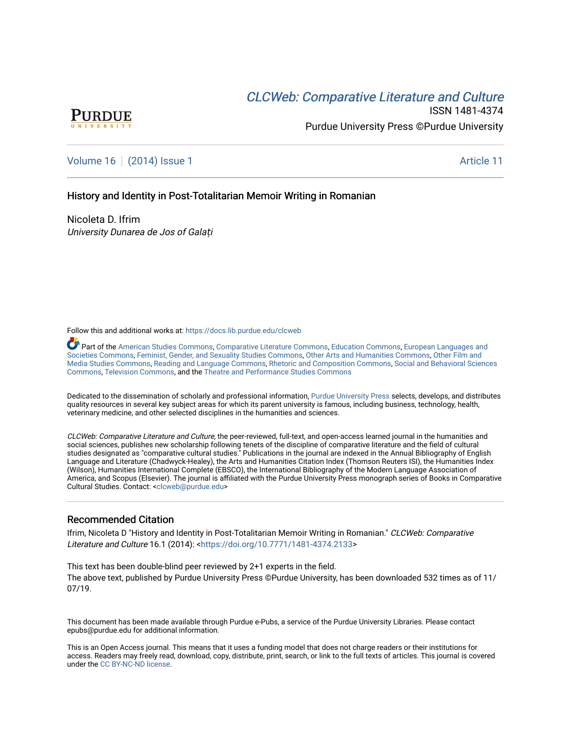PURDUE
UNIVERSITY

*CLCWeb: Comparative Literature and Culture*

ISSN 1481-4374

Purdue University Press ©Purdue University

Volume 16 | (2014) Issue 1 Article 11

# History and Identity in Post-Totalitarian Memoir Writing in Romanian

Nicoleta D. Ifrim
*University Dunarea de Jos of Galați*

Follow this and additional works at: https://docs.lib.purdue.edu/clcweb

Part of the American Studies Commons, Comparative Literature Commons, Education Commons, European Languages and Societies Commons, Feminist, Gender, and Sexuality Studies Commons, Other Arts and Humanities Commons, Other Film and Media Studies Commons, Reading and Language Commons, Rhetoric and Composition Commons, Social and Behavioral Sciences Commons, Television Commons, and the Theatre and Performance Studies Commons

Dedicated to the dissemination of scholarly and professional information, Purdue University Press selects, develops, and distributes quality resources in several key subject areas for which its parent university is famous, including business, technology, health, veterinary medicine, and other selected disciplines in the humanities and sciences.

*CLCWeb: Comparative Literature and Culture*, the peer-reviewed, full-text, and open-access learned journal in the humanities and social sciences, publishes new scholarship following tenets of the discipline of comparative literature and the field of cultural studies designated as "comparative cultural studies." Publications in the journal are indexed in the Annual Bibliography of English Language and Literature (Chadwyck-Healey), the Arts and Humanities Citation Index (Thomson Reuters ISI), the Humanities Index (Wilson), Humanities International Complete (EBSCO), the International Bibliography of the Modern Language Association of America, and Scopus (Elsevier). The journal is affiliated with the Purdue University Press monograph series of Books in Comparative Cultural Studies. Contact: <clcweb@purdue.edu>

## Recommended Citation

Ifrim, Nicoleta D "History and Identity in Post-Totalitarian Memoir Writing in Romanian." *CLCWeb: Comparative Literature and Culture* 16.1 (2014): <https://doi.org/10.7771/1481-4374.2133>

This text has been double-blind peer reviewed by 2+1 experts in the field.
The above text, published by Purdue University Press ©Purdue University, has been downloaded 532 times as of 11/07/19.

This document has been made available through Purdue e-Pubs, a service of the Purdue University Libraries. Please contact epubs@purdue.edu for additional information.

This is an Open Access journal. This means that it uses a funding model that does not charge readers or their institutions for access. Readers may freely read, download, copy, distribute, print, search, or link to the full texts of articles. This journal is covered under the CC BY-NC-ND license.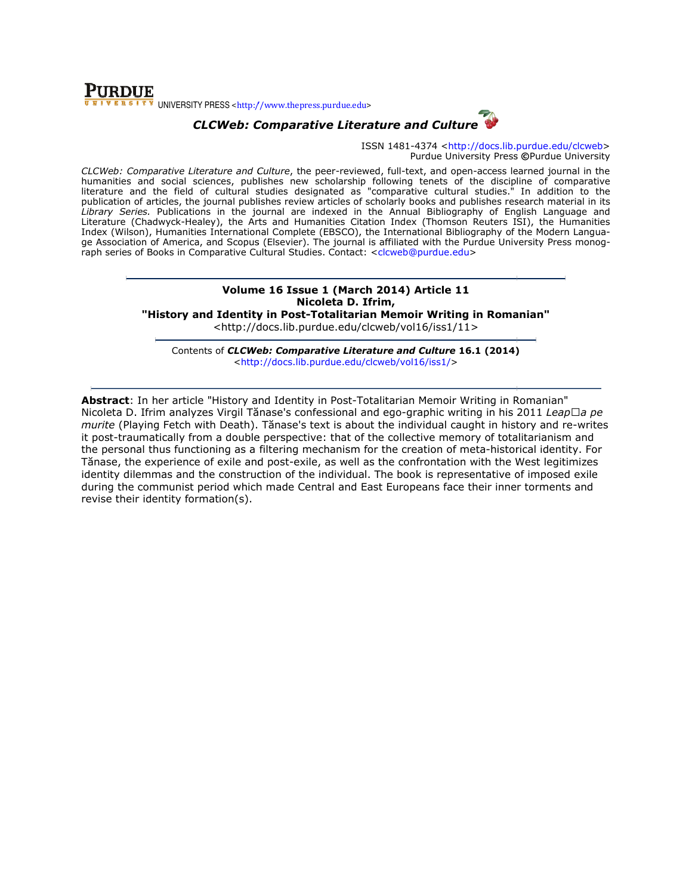**PURDUE** UNIVERSITY PRESS <http://www.thepress.purdue.edu>

***CLCWeb: Comparative Literature and Culture***

ISSN 1481-4374 <http://docs.lib.purdue.edu/clcweb>
Purdue University Press ©Purdue University

*CLCWeb: Comparative Literature and Culture*, the peer-reviewed, full-text, and open-access learned journal in the humanities and social sciences, publishes new scholarship following tenets of the discipline of comparative literature and the field of cultural studies designated as "comparative cultural studies." In addition to the publication of articles, the journal publishes review articles of scholarly books and publishes research material in its *Library Series.* Publications in the journal are indexed in the Annual Bibliography of English Language and Literature (Chadwyck-Healey), the Arts and Humanities Citation Index (Thomson Reuters ISI), the Humanities Index (Wilson), Humanities International Complete (EBSCO), the International Bibliography of the Modern Language Association of America, and Scopus (Elsevier). The journal is affiliated with the Purdue University Press monograph series of Books in Comparative Cultural Studies. Contact: <clcweb@purdue.edu>

---

**Volume 16 Issue 1 (March 2014) Article 11**
**Nicoleta D. Ifrim,**
**"History and Identity in Post-Totalitarian Memoir Writing in Romanian"**
<http://docs.lib.purdue.edu/clcweb/vol16/iss1/11>

---

Contents of ***CLCWeb: Comparative Literature and Culture*** **16.1 (2014)**
<http://docs.lib.purdue.edu/clcweb/vol16/iss1/>

---

**Abstract**: In her article "History and Identity in Post-Totalitarian Memoir Writing in Romanian" Nicoleta D. Ifrim analyzes Virgil Tănase's confessional and ego-graphic writing in his 2011 *Leap□a pe murite* (Playing Fetch with Death). Tănase's text is about the individual caught in history and re-writes it post-traumatically from a double perspective: that of the collective memory of totalitarianism and the personal thus functioning as a filtering mechanism for the creation of meta-historical identity. For Tănase, the experience of exile and post-exile, as well as the confrontation with the West legitimizes identity dilemmas and the construction of the individual. The book is representative of imposed exile during the communist period which made Central and East Europeans face their inner torments and revise their identity formation(s).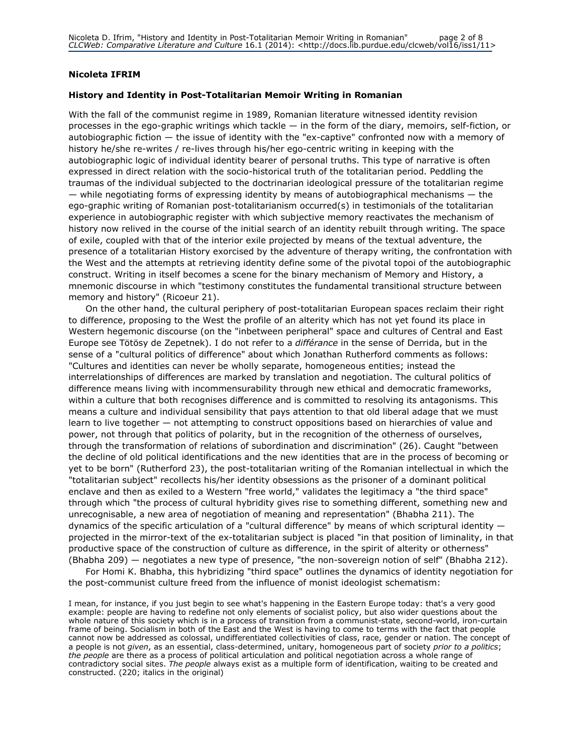**Nicoleta IFRIM**

**History and Identity in Post-Totalitarian Memoir Writing in Romanian**

With the fall of the communist regime in 1989, Romanian literature witnessed identity revision processes in the ego-graphic writings which tackle — in the form of the diary, memoirs, self-fiction, or autobiographic fiction — the issue of identity with the "ex-captive" confronted now with a memory of history he/she re-writes / re-lives through his/her ego-centric writing in keeping with the autobiographic logic of individual identity bearer of personal truths. This type of narrative is often expressed in direct relation with the socio-historical truth of the totalitarian period. Peddling the traumas of the individual subjected to the doctrinarian ideological pressure of the totalitarian regime — while negotiating forms of expressing identity by means of autobiographical mechanisms — the ego-graphic writing of Romanian post-totalitarianism occurred(s) in testimonials of the totalitarian experience in autobiographic register with which subjective memory reactivates the mechanism of history now relived in the course of the initial search of an identity rebuilt through writing. The space of exile, coupled with that of the interior exile projected by means of the textual adventure, the presence of a totalitarian History exorcised by the adventure of therapy writing, the confrontation with the West and the attempts at retrieving identity define some of the pivotal topoi of the autobiographic construct. Writing in itself becomes a scene for the binary mechanism of Memory and History, a mnemonic discourse in which "testimony constitutes the fundamental transitional structure between memory and history" (Ricoeur 21).

On the other hand, the cultural periphery of post-totalitarian European spaces reclaim their right to difference, proposing to the West the profile of an alterity which has not yet found its place in Western hegemonic discourse (on the "inbetween peripheral" space and cultures of Central and East Europe see Tötösy de Zepetnek). I do not refer to a *différance* in the sense of Derrida, but in the sense of a "cultural politics of difference" about which Jonathan Rutherford comments as follows: "Cultures and identities can never be wholly separate, homogeneous entities; instead the interrelationships of differences are marked by translation and negotiation. The cultural politics of difference means living with incommensurability through new ethical and democratic frameworks, within a culture that both recognises difference and is committed to resolving its antagonisms. This means a culture and individual sensibility that pays attention to that old liberal adage that we must learn to live together — not attempting to construct oppositions based on hierarchies of value and power, not through that politics of polarity, but in the recognition of the otherness of ourselves, through the transformation of relations of subordination and discrimination" (26). Caught "between the decline of old political identifications and the new identities that are in the process of becoming or yet to be born" (Rutherford 23), the post-totalitarian writing of the Romanian intellectual in which the "totalitarian subject" recollects his/her identity obsessions as the prisoner of a dominant political enclave and then as exiled to a Western "free world," validates the legitimacy a "the third space" through which "the process of cultural hybridity gives rise to something different, something new and unrecognisable, a new area of negotiation of meaning and representation" (Bhabha 211). The dynamics of the specific articulation of a "cultural difference" by means of which scriptural identity — projected in the mirror-text of the ex-totalitarian subject is placed "in that position of liminality, in that productive space of the construction of culture as difference, in the spirit of alterity or otherness" (Bhabha 209) — negotiates a new type of presence, "the non-sovereign notion of self" (Bhabha 212).

For Homi K. Bhabha, this hybridizing "third space" outlines the dynamics of identity negotiation for the post-communist culture freed from the influence of monist ideologist schematism:

> I mean, for instance, if you just begin to see what's happening in the Eastern Europe today: that's a very good example: people are having to redefine not only elements of socialist policy, but also wider questions about the whole nature of this society which is in a process of transition from a communist-state, second-world, iron-curtain frame of being. Socialism in both of the East and the West is having to come to terms with the fact that people cannot now be addressed as colossal, undifferentiated collectivities of class, race, gender or nation. The concept of a people is not *given*, as an essential, class-determined, unitary, homogeneous part of society *prior to a politics*; *the people* are there as a process of political articulation and political negotiation across a whole range of contradictory social sites. *The people* always exist as a multiple form of identification, waiting to be created and constructed. (220; italics in the original)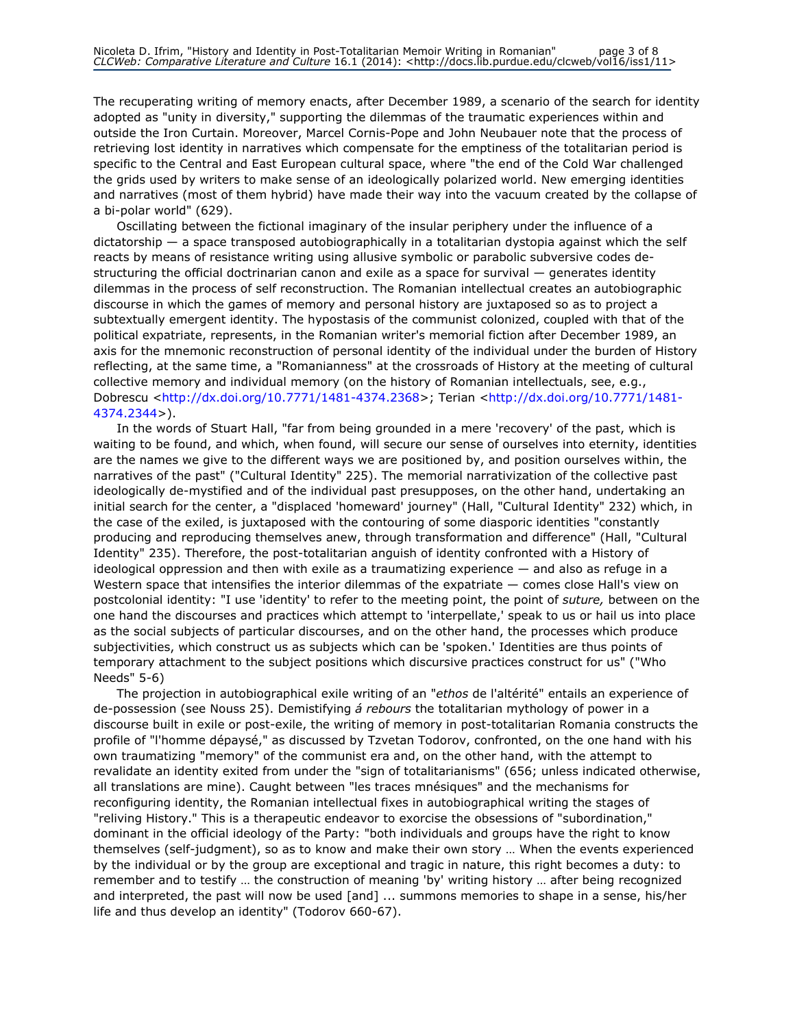The recuperating writing of memory enacts, after December 1989, a scenario of the search for identity adopted as "unity in diversity," supporting the dilemmas of the traumatic experiences within and outside the Iron Curtain. Moreover, Marcel Cornis-Pope and John Neubauer note that the process of retrieving lost identity in narratives which compensate for the emptiness of the totalitarian period is specific to the Central and East European cultural space, where "the end of the Cold War challenged the grids used by writers to make sense of an ideologically polarized world. New emerging identities and narratives (most of them hybrid) have made their way into the vacuum created by the collapse of a bi-polar world" (629).

Oscillating between the fictional imaginary of the insular periphery under the influence of a dictatorship — a space transposed autobiographically in a totalitarian dystopia against which the self reacts by means of resistance writing using allusive symbolic or parabolic subversive codes de-structuring the official doctrinarian canon and exile as a space for survival — generates identity dilemmas in the process of self reconstruction. The Romanian intellectual creates an autobiographic discourse in which the games of memory and personal history are juxtaposed so as to project a subtextually emergent identity. The hypostasis of the communist colonized, coupled with that of the political expatriate, represents, in the Romanian writer's memorial fiction after December 1989, an axis for the mnemonic reconstruction of personal identity of the individual under the burden of History reflecting, at the same time, a "Romanianness" at the crossroads of History at the meeting of cultural collective memory and individual memory (on the history of Romanian intellectuals, see, e.g., Dobrescu <http://dx.doi.org/10.7771/1481-4374.2368>; Terian <http://dx.doi.org/10.7771/1481-4374.2344>).

In the words of Stuart Hall, "far from being grounded in a mere 'recovery' of the past, which is waiting to be found, and which, when found, will secure our sense of ourselves into eternity, identities are the names we give to the different ways we are positioned by, and position ourselves within, the narratives of the past" ("Cultural Identity" 225). The memorial narrativization of the collective past ideologically de-mystified and of the individual past presupposes, on the other hand, undertaking an initial search for the center, a "displaced 'homeward' journey" (Hall, "Cultural Identity" 232) which, in the case of the exiled, is juxtaposed with the contouring of some diasporic identities "constantly producing and reproducing themselves anew, through transformation and difference" (Hall, "Cultural Identity" 235). Therefore, the post-totalitarian anguish of identity confronted with a History of ideological oppression and then with exile as a traumatizing experience — and also as refuge in a Western space that intensifies the interior dilemmas of the expatriate — comes close Hall's view on postcolonial identity: "I use 'identity' to refer to the meeting point, the point of *suture,* between on the one hand the discourses and practices which attempt to 'interpellate,' speak to us or hail us into place as the social subjects of particular discourses, and on the other hand, the processes which produce subjectivities, which construct us as subjects which can be 'spoken.' Identities are thus points of temporary attachment to the subject positions which discursive practices construct for us" ("Who Needs" 5-6)

The projection in autobiographical exile writing of an "*ethos* de l'altérité" entails an experience of de-possession (see Nouss 25). Demistifying *á rebours* the totalitarian mythology of power in a discourse built in exile or post-exile, the writing of memory in post-totalitarian Romania constructs the profile of "l'homme dépaysé," as discussed by Tzvetan Todorov, confronted, on the one hand with his own traumatizing "memory" of the communist era and, on the other hand, with the attempt to revalidate an identity exited from under the "sign of totalitarianisms" (656; unless indicated otherwise, all translations are mine). Caught between "les traces mnésiques" and the mechanisms for reconfiguring identity, the Romanian intellectual fixes in autobiographical writing the stages of "reliving History." This is a therapeutic endeavor to exorcise the obsessions of "subordination," dominant in the official ideology of the Party: "both individuals and groups have the right to know themselves (self-judgment), so as to know and make their own story … When the events experienced by the individual or by the group are exceptional and tragic in nature, this right becomes a duty: to remember and to testify … the construction of meaning 'by' writing history … after being recognized and interpreted, the past will now be used [and] ... summons memories to shape in a sense, his/her life and thus develop an identity" (Todorov 660-67).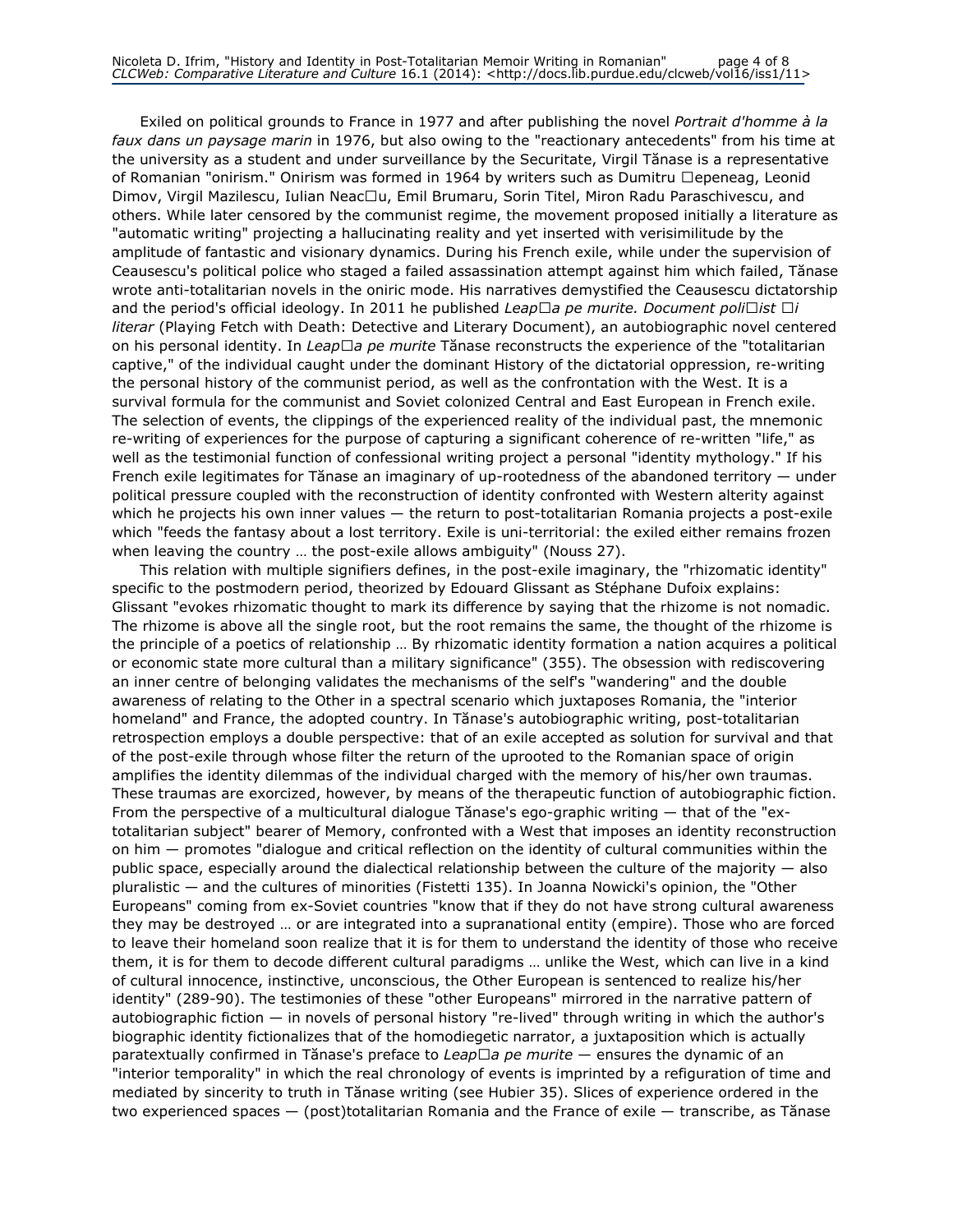Exiled on political grounds to France in 1977 and after publishing the novel *Portrait d'homme à la faux dans un paysage marin* in 1976, but also owing to the "reactionary antecedents" from his time at the university as a student and under surveillance by the Securitate, Virgil Tănase is a representative of Romanian "onirism." Onirism was formed in 1964 by writers such as Dumitru □epeneag, Leonid Dimov, Virgil Mazilescu, Iulian Neac□u, Emil Brumaru, Sorin Titel, Miron Radu Paraschivescu, and others. While later censored by the communist regime, the movement proposed initially a literature as "automatic writing" projecting a hallucinating reality and yet inserted with verisimilitude by the amplitude of fantastic and visionary dynamics. During his French exile, while under the supervision of Ceausescu's political police who staged a failed assassination attempt against him which failed, Tănase wrote anti-totalitarian novels in the oniric mode. His narratives demystified the Ceausescu dictatorship and the period's official ideology. In 2011 he published *Leap□a pe murite. Document poli□ist □i literar* (Playing Fetch with Death: Detective and Literary Document), an autobiographic novel centered on his personal identity. In *Leap□a pe murite* Tănase reconstructs the experience of the "totalitarian captive," of the individual caught under the dominant History of the dictatorial oppression, re-writing the personal history of the communist period, as well as the confrontation with the West. It is a survival formula for the communist and Soviet colonized Central and East European in French exile. The selection of events, the clippings of the experienced reality of the individual past, the mnemonic re-writing of experiences for the purpose of capturing a significant coherence of re-written "life," as well as the testimonial function of confessional writing project a personal "identity mythology." If his French exile legitimates for Tănase an imaginary of up-rootedness of the abandoned territory — under political pressure coupled with the reconstruction of identity confronted with Western alterity against which he projects his own inner values — the return to post-totalitarian Romania projects a post-exile which "feeds the fantasy about a lost territory. Exile is uni-territorial: the exiled either remains frozen when leaving the country … the post-exile allows ambiguity" (Nouss 27).

This relation with multiple signifiers defines, in the post-exile imaginary, the "rhizomatic identity" specific to the postmodern period, theorized by Edouard Glissant as Stéphane Dufoix explains: Glissant "evokes rhizomatic thought to mark its difference by saying that the rhizome is not nomadic. The rhizome is above all the single root, but the root remains the same, the thought of the rhizome is the principle of a poetics of relationship … By rhizomatic identity formation a nation acquires a political or economic state more cultural than a military significance" (355). The obsession with rediscovering an inner centre of belonging validates the mechanisms of the self's "wandering" and the double awareness of relating to the Other in a spectral scenario which juxtaposes Romania, the "interior homeland" and France, the adopted country. In Tănase's autobiographic writing, post-totalitarian retrospection employs a double perspective: that of an exile accepted as solution for survival and that of the post-exile through whose filter the return of the uprooted to the Romanian space of origin amplifies the identity dilemmas of the individual charged with the memory of his/her own traumas. These traumas are exorcized, however, by means of the therapeutic function of autobiographic fiction. From the perspective of a multicultural dialogue Tănase's ego-graphic writing — that of the "ex-totalitarian subject" bearer of Memory, confronted with a West that imposes an identity reconstruction on him — promotes "dialogue and critical reflection on the identity of cultural communities within the public space, especially around the dialectical relationship between the culture of the majority — also pluralistic — and the cultures of minorities (Fistetti 135). In Joanna Nowicki's opinion, the "Other Europeans" coming from ex-Soviet countries "know that if they do not have strong cultural awareness they may be destroyed … or are integrated into a supranational entity (empire). Those who are forced to leave their homeland soon realize that it is for them to understand the identity of those who receive them, it is for them to decode different cultural paradigms … unlike the West, which can live in a kind of cultural innocence, instinctive, unconscious, the Other European is sentenced to realize his/her identity" (289-90). The testimonies of these "other Europeans" mirrored in the narrative pattern of autobiographic fiction — in novels of personal history "re-lived" through writing in which the author's biographic identity fictionalizes that of the homodiegetic narrator, a juxtaposition which is actually paratextually confirmed in Tănase's preface to *Leap□a pe murite* — ensures the dynamic of an "interior temporality" in which the real chronology of events is imprinted by a refiguration of time and mediated by sincerity to truth in Tănase writing (see Hubier 35). Slices of experience ordered in the two experienced spaces — (post)totalitarian Romania and the France of exile — transcribe, as Tănase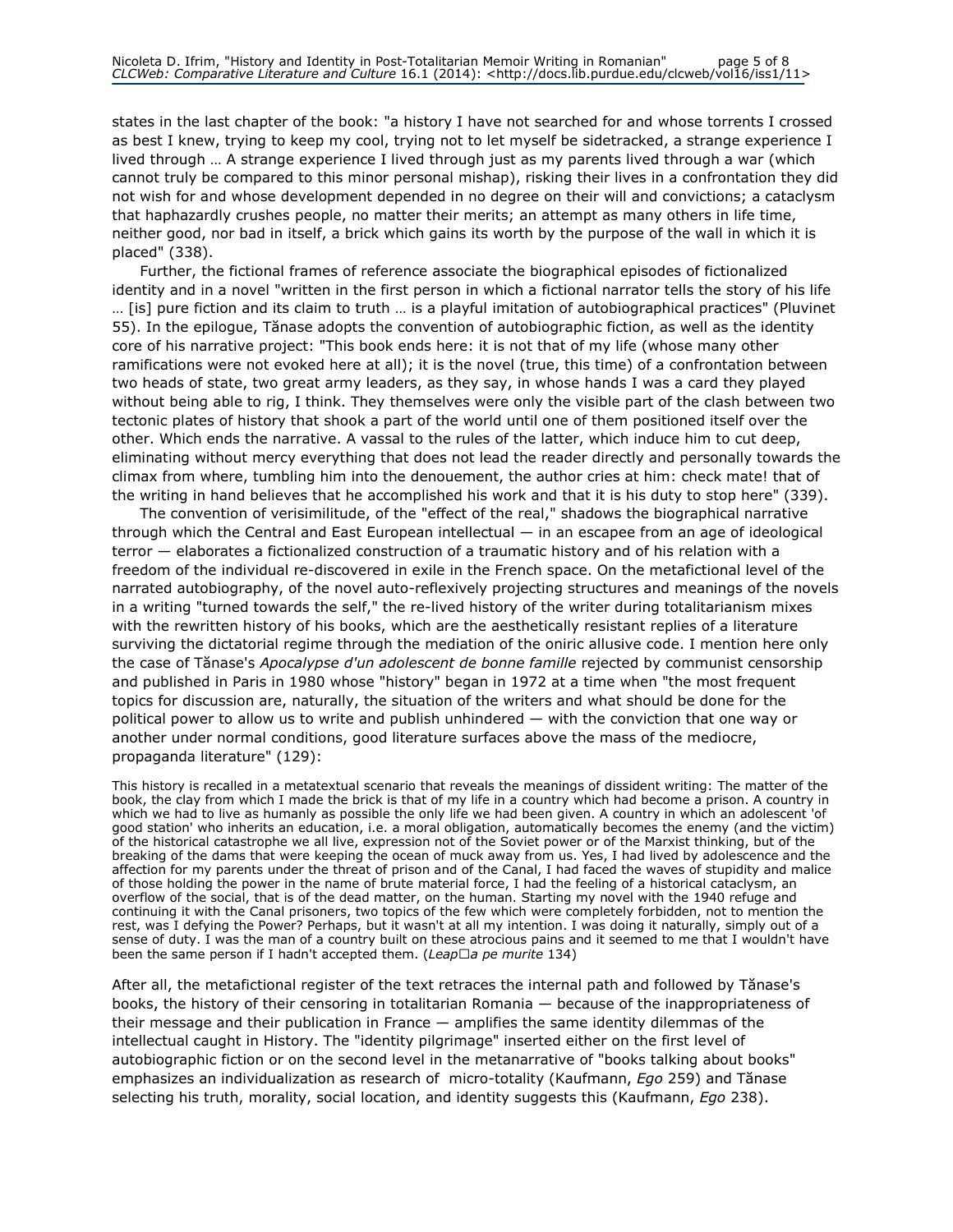states in the last chapter of the book: "a history I have not searched for and whose torrents I crossed as best I knew, trying to keep my cool, trying not to let myself be sidetracked, a strange experience I lived through … A strange experience I lived through just as my parents lived through a war (which cannot truly be compared to this minor personal mishap), risking their lives in a confrontation they did not wish for and whose development depended in no degree on their will and convictions; a cataclysm that haphazardly crushes people, no matter their merits; an attempt as many others in life time, neither good, nor bad in itself, a brick which gains its worth by the purpose of the wall in which it is placed" (338).

Further, the fictional frames of reference associate the biographical episodes of fictionalized identity and in a novel "written in the first person in which a fictional narrator tells the story of his life … [is] pure fiction and its claim to truth … is a playful imitation of autobiographical practices" (Pluvinet 55). In the epilogue, Tănase adopts the convention of autobiographic fiction, as well as the identity core of his narrative project: "This book ends here: it is not that of my life (whose many other ramifications were not evoked here at all); it is the novel (true, this time) of a confrontation between two heads of state, two great army leaders, as they say, in whose hands I was a card they played without being able to rig, I think. They themselves were only the visible part of the clash between two tectonic plates of history that shook a part of the world until one of them positioned itself over the other. Which ends the narrative. A vassal to the rules of the latter, which induce him to cut deep, eliminating without mercy everything that does not lead the reader directly and personally towards the climax from where, tumbling him into the denouement, the author cries at him: check mate! that of the writing in hand believes that he accomplished his work and that it is his duty to stop here" (339).

The convention of verisimilitude, of the "effect of the real," shadows the biographical narrative through which the Central and East European intellectual — in an escapee from an age of ideological terror — elaborates a fictionalized construction of a traumatic history and of his relation with a freedom of the individual re-discovered in exile in the French space. On the metafictional level of the narrated autobiography, of the novel auto-reflexively projecting structures and meanings of the novels in a writing "turned towards the self," the re-lived history of the writer during totalitarianism mixes with the rewritten history of his books, which are the aesthetically resistant replies of a literature surviving the dictatorial regime through the mediation of the oniric allusive code. I mention here only the case of Tănase's *Apocalypse d'un adolescent de bonne famille* rejected by communist censorship and published in Paris in 1980 whose "history" began in 1972 at a time when "the most frequent topics for discussion are, naturally, the situation of the writers and what should be done for the political power to allow us to write and publish unhindered — with the conviction that one way or another under normal conditions, good literature surfaces above the mass of the mediocre, propaganda literature" (129):

> This history is recalled in a metatextual scenario that reveals the meanings of dissident writing: The matter of the book, the clay from which I made the brick is that of my life in a country which had become a prison. A country in which we had to live as humanly as possible the only life we had been given. A country in which an adolescent 'of good station' who inherits an education, i.e. a moral obligation, automatically becomes the enemy (and the victim) of the historical catastrophe we all live, expression not of the Soviet power or of the Marxist thinking, but of the breaking of the dams that were keeping the ocean of muck away from us. Yes, I had lived by adolescence and the affection for my parents under the threat of prison and of the Canal, I had faced the waves of stupidity and malice of those holding the power in the name of brute material force, I had the feeling of a historical cataclysm, an overflow of the social, that is of the dead matter, on the human. Starting my novel with the 1940 refuge and continuing it with the Canal prisoners, two topics of the few which were completely forbidden, not to mention the rest, was I defying the Power? Perhaps, but it wasn't at all my intention. I was doing it naturally, simply out of a sense of duty. I was the man of a country built on these atrocious pains and it seemed to me that I wouldn't have been the same person if I hadn't accepted them. (*Leap□a pe murite* 134)

After all, the metafictional register of the text retraces the internal path and followed by Tănase's books, the history of their censoring in totalitarian Romania — because of the inappropriateness of their message and their publication in France — amplifies the same identity dilemmas of the intellectual caught in History. The "identity pilgrimage" inserted either on the first level of autobiographic fiction or on the second level in the metanarrative of "books talking about books" emphasizes an individualization as research of micro-totality (Kaufmann, *Ego* 259) and Tănase selecting his truth, morality, social location, and identity suggests this (Kaufmann, *Ego* 238).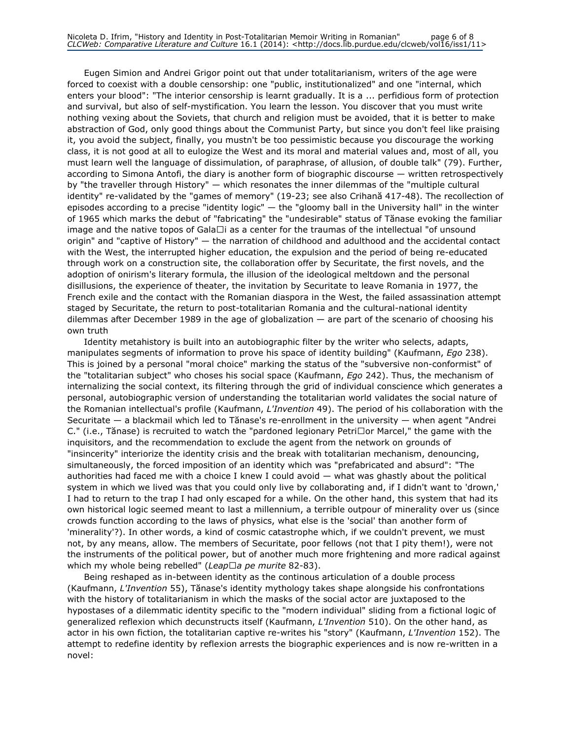Eugen Simion and Andrei Grigor point out that under totalitarianism, writers of the age were forced to coexist with a double censorship: one "public, institutionalized" and one "internal, which enters your blood": "The interior censorship is learnt gradually. It is a ... perfidious form of protection and survival, but also of self-mystification. You learn the lesson. You discover that you must write nothing vexing about the Soviets, that church and religion must be avoided, that it is better to make abstraction of God, only good things about the Communist Party, but since you don't feel like praising it, you avoid the subject, finally, you mustn't be too pessimistic because you discourage the working class, it is not good at all to eulogize the West and its moral and material values and, most of all, you must learn well the language of dissimulation, of paraphrase, of allusion, of double talk" (79). Further, according to Simona Antofi, the diary is another form of biographic discourse — written retrospectively by "the traveller through History" — which resonates the inner dilemmas of the "multiple cultural identity" re-validated by the "games of memory" (19-23; see also Crihană 417-48). The recollection of episodes according to a precise "identity logic" — the "gloomy ball in the University hall" in the winter of 1965 which marks the debut of "fabricating" the "undesirable" status of Tănase evoking the familiar image and the native topos of Gala□i as a center for the traumas of the intellectual "of unsound origin" and "captive of History" — the narration of childhood and adulthood and the accidental contact with the West, the interrupted higher education, the expulsion and the period of being re-educated through work on a construction site, the collaboration offer by Securitate, the first novels, and the adoption of onirism's literary formula, the illusion of the ideological meltdown and the personal disillusions, the experience of theater, the invitation by Securitate to leave Romania in 1977, the French exile and the contact with the Romanian diaspora in the West, the failed assassination attempt staged by Securitate, the return to post-totalitarian Romania and the cultural-national identity dilemmas after December 1989 in the age of globalization — are part of the scenario of choosing his own truth

Identity metahistory is built into an autobiographic filter by the writer who selects, adapts, manipulates segments of information to prove his space of identity building" (Kaufmann, *Ego* 238). This is joined by a personal "moral choice" marking the status of the "subversive non-conformist" of the "totalitarian subject" who choses his social space (Kaufmann, *Ego* 242). Thus, the mechanism of internalizing the social context, its filtering through the grid of individual conscience which generates a personal, autobiographic version of understanding the totalitarian world validates the social nature of the Romanian intellectual's profile (Kaufmann, *L'Invention* 49). The period of his collaboration with the Securitate — a blackmail which led to Tănase's re-enrollment in the university — when agent "Andrei C." (i.e., Tănase) is recruited to watch the "pardoned legionary Petri□or Marcel," the game with the inquisitors, and the recommendation to exclude the agent from the network on grounds of "insincerity" interiorize the identity crisis and the break with totalitarian mechanism, denouncing, simultaneously, the forced imposition of an identity which was "prefabricated and absurd": "The authorities had faced me with a choice I knew I could avoid — what was ghastly about the political system in which we lived was that you could only live by collaborating and, if I didn't want to 'drown,' I had to return to the trap I had only escaped for a while. On the other hand, this system that had its own historical logic seemed meant to last a millennium, a terrible outpour of minerality over us (since crowds function according to the laws of physics, what else is the 'social' than another form of 'minerality'?). In other words, a kind of cosmic catastrophe which, if we couldn't prevent, we must not, by any means, allow. The members of Securitate, poor fellows (not that I pity them!), were not the instruments of the political power, but of another much more frightening and more radical against which my whole being rebelled" (*Leap□a pe murite* 82-83).

Being reshaped as in-between identity as the continous articulation of a double process (Kaufmann, *L'Invention* 55), Tănase's identity mythology takes shape alongside his confrontations with the history of totalitarianism in which the masks of the social actor are juxtaposed to the hypostases of a dilemmatic identity specific to the "modern individual" sliding from a fictional logic of generalized reflexion which decunstructs itself (Kaufmann, *L'Invention* 510). On the other hand, as actor in his own fiction, the totalitarian captive re-writes his "story" (Kaufmann, *L'Invention* 152). The attempt to redefine identity by reflexion arrests the biographic experiences and is now re-written in a novel: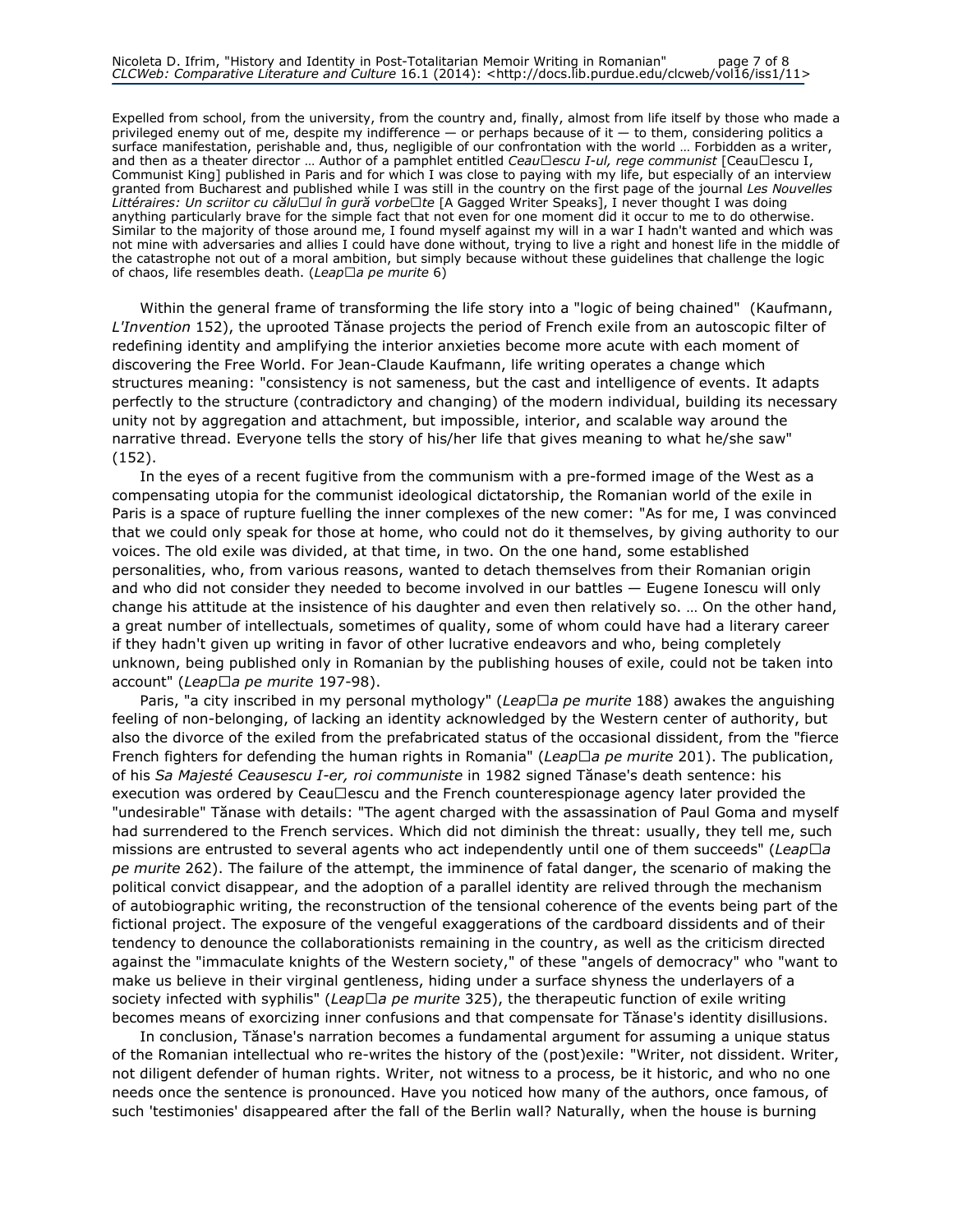Expelled from school, from the university, from the country and, finally, almost from life itself by those who made a privileged enemy out of me, despite my indifference — or perhaps because of it — to them, considering politics a surface manifestation, perishable and, thus, negligible of our confrontation with the world … Forbidden as a writer, and then as a theater director … Author of a pamphlet entitled *Ceau□escu I-ul, rege communist* [Ceau□escu I, Communist King] published in Paris and for which I was close to paying with my life, but especially of an interview granted from Bucharest and published while I was still in the country on the first page of the journal *Les Nouvelles Littéraires: Un scriitor cu călu□ul în gură vorbe□te* [A Gagged Writer Speaks], I never thought I was doing anything particularly brave for the simple fact that not even for one moment did it occur to me to do otherwise. Similar to the majority of those around me, I found myself against my will in a war I hadn't wanted and which was not mine with adversaries and allies I could have done without, trying to live a right and honest life in the middle of the catastrophe not out of a moral ambition, but simply because without these guidelines that challenge the logic of chaos, life resembles death. (*Leap□a pe murite* 6)

Within the general frame of transforming the life story into a "logic of being chained" (Kaufmann, *L'Invention* 152), the uprooted Tănase projects the period of French exile from an autoscopic filter of redefining identity and amplifying the interior anxieties become more acute with each moment of discovering the Free World. For Jean-Claude Kaufmann, life writing operates a change which structures meaning: "consistency is not sameness, but the cast and intelligence of events. It adapts perfectly to the structure (contradictory and changing) of the modern individual, building its necessary unity not by aggregation and attachment, but impossible, interior, and scalable way around the narrative thread. Everyone tells the story of his/her life that gives meaning to what he/she saw" (152).

In the eyes of a recent fugitive from the communism with a pre-formed image of the West as a compensating utopia for the communist ideological dictatorship, the Romanian world of the exile in Paris is a space of rupture fuelling the inner complexes of the new comer: "As for me, I was convinced that we could only speak for those at home, who could not do it themselves, by giving authority to our voices. The old exile was divided, at that time, in two. On the one hand, some established personalities, who, from various reasons, wanted to detach themselves from their Romanian origin and who did not consider they needed to become involved in our battles — Eugene Ionescu will only change his attitude at the insistence of his daughter and even then relatively so. … On the other hand, a great number of intellectuals, sometimes of quality, some of whom could have had a literary career if they hadn't given up writing in favor of other lucrative endeavors and who, being completely unknown, being published only in Romanian by the publishing houses of exile, could not be taken into account" (*Leap□a pe murite* 197-98).

Paris, "a city inscribed in my personal mythology" (*Leap□a pe murite* 188) awakes the anguishing feeling of non-belonging, of lacking an identity acknowledged by the Western center of authority, but also the divorce of the exiled from the prefabricated status of the occasional dissident, from the "fierce French fighters for defending the human rights in Romania" (*Leap□a pe murite* 201). The publication, of his *Sa Majesté Ceausescu I-er, roi communiste* in 1982 signed Tănase's death sentence: his execution was ordered by Ceau□escu and the French counterespionage agency later provided the "undesirable" Tănase with details: "The agent charged with the assassination of Paul Goma and myself had surrendered to the French services. Which did not diminish the threat: usually, they tell me, such missions are entrusted to several agents who act independently until one of them succeeds" (*Leap□a pe murite* 262). The failure of the attempt, the imminence of fatal danger, the scenario of making the political convict disappear, and the adoption of a parallel identity are relived through the mechanism of autobiographic writing, the reconstruction of the tensional coherence of the events being part of the fictional project. The exposure of the vengeful exaggerations of the cardboard dissidents and of their tendency to denounce the collaborationists remaining in the country, as well as the criticism directed against the "immaculate knights of the Western society," of these "angels of democracy" who "want to make us believe in their virginal gentleness, hiding under a surface shyness the underlayers of a society infected with syphilis" (*Leap□a pe murite* 325), the therapeutic function of exile writing becomes means of exorcizing inner confusions and that compensate for Tănase's identity disillusions.

In conclusion, Tănase's narration becomes a fundamental argument for assuming a unique status of the Romanian intellectual who re-writes the history of the (post)exile: "Writer, not dissident. Writer, not diligent defender of human rights. Writer, not witness to a process, be it historic, and who no one needs once the sentence is pronounced. Have you noticed how many of the authors, once famous, of such 'testimonies' disappeared after the fall of the Berlin wall? Naturally, when the house is burning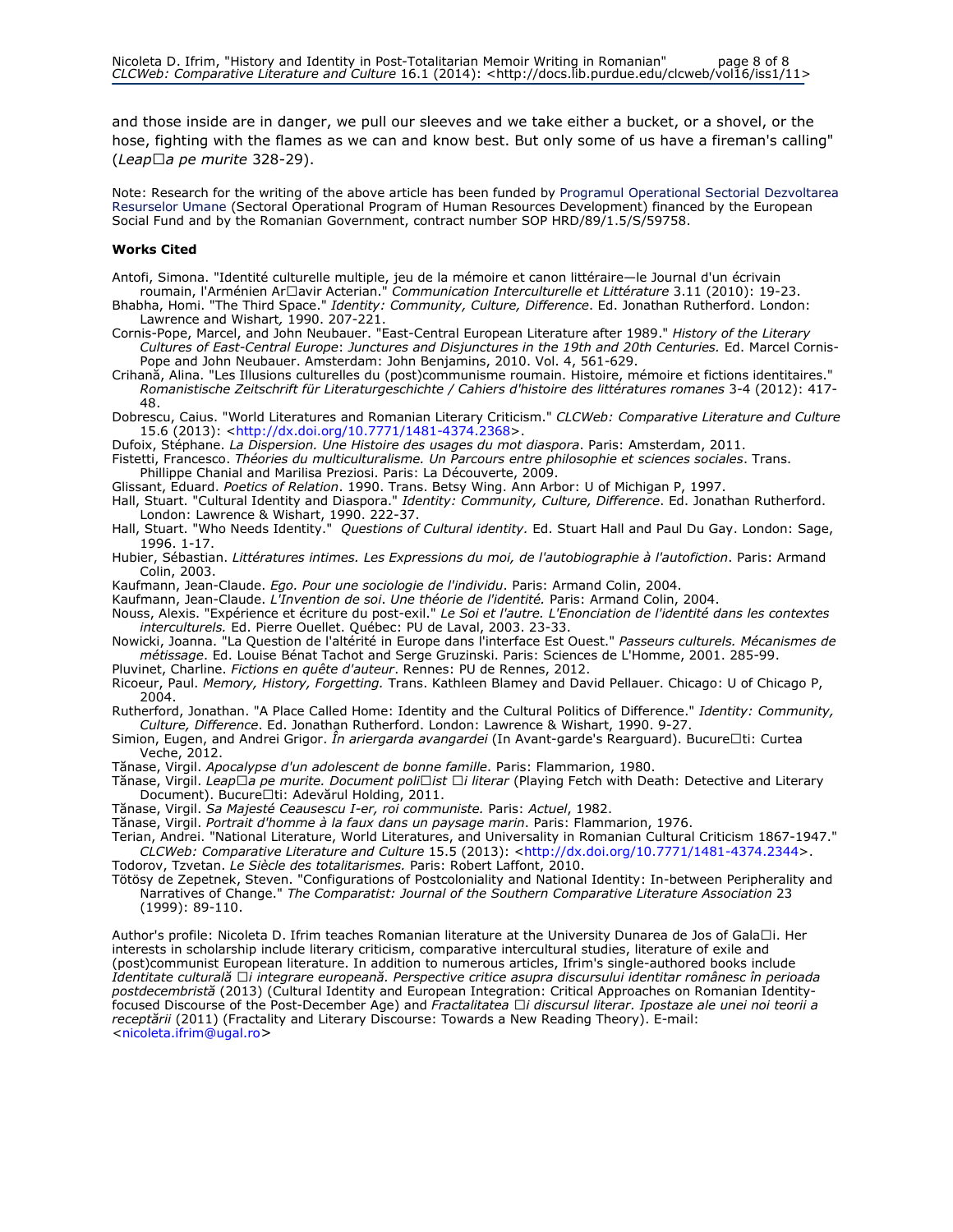and those inside are in danger, we pull our sleeves and we take either a bucket, or a shovel, or the hose, fighting with the flames as we can and know best. But only some of us have a fireman's calling" (*Leap□a pe murite* 328-29).

Note: Research for the writing of the above article has been funded by Programul Operational Sectorial Dezvoltarea Resurselor Umane (Sectoral Operational Program of Human Resources Development) financed by the European Social Fund and by the Romanian Government, contract number SOP HRD/89/1.5/S/59758.

**Works Cited**

Antofi, Simona. "Identité culturelle multiple, jeu de la mémoire et canon littéraire—le Journal d'un écrivain roumain, l'Arménien Ar□avir Acterian." *Communication Interculturelle et Littérature* 3.11 (2010): 19-23.

Bhabha, Homi. "The Third Space." *Identity: Community, Culture, Difference*. Ed. Jonathan Rutherford. London: Lawrence and Wishart, 1990. 207-221.

Cornis-Pope, Marcel, and John Neubauer. "East-Central European Literature after 1989." *History of the Literary Cultures of East-Central Europe*: *Junctures and Disjunctures in the 19th and 20th Centuries.* Ed. Marcel Cornis-Pope and John Neubauer. Amsterdam: John Benjamins, 2010. Vol. 4, 561-629.

Crihană, Alina. "Les Illusions culturelles du (post)communisme roumain. Histoire, mémoire et fictions identitaires." *Romanistische Zeitschrift für Literaturgeschichte / Cahiers d'histoire des littératures romanes* 3-4 (2012): 417-48.

Dobrescu, Caius. "World Literatures and Romanian Literary Criticism." *CLCWeb: Comparative Literature and Culture* 15.6 (2013): <http://dx.doi.org/10.7771/1481-4374.2368>.

Dufoix, Stéphane. *La Dispersion. Une Histoire des usages du mot diaspora*. Paris: Amsterdam, 2011.

Fistetti, Francesco. *Théories du multiculturalisme. Un Parcours entre philosophie et sciences sociales*. Trans. Phillippe Chanial and Marilisa Preziosi. Paris: La Découverte, 2009.

Glissant, Eduard. *Poetics of Relation*. 1990. Trans. Betsy Wing. Ann Arbor: U of Michigan P, 1997.

Hall, Stuart. "Cultural Identity and Diaspora." *Identity: Community, Culture, Difference*. Ed. Jonathan Rutherford. London: Lawrence & Wishart, 1990. 222-37.

Hall, Stuart. "Who Needs Identity." *Questions of Cultural identity.* Ed. Stuart Hall and Paul Du Gay. London: Sage, 1996. 1-17.

Hubier, Sébastian. *Littératures intimes. Les Expressions du moi, de l'autobiographie à l'autofiction*. Paris: Armand Colin, 2003.

Kaufmann, Jean-Claude. *Ego. Pour une sociologie de l'individu*. Paris: Armand Colin, 2004.

Kaufmann, Jean-Claude. *L'Invention de soi*. *Une théorie de l'identité.* Paris: Armand Colin, 2004.

Nouss, Alexis. "Expérience et écriture du post-exil." *Le Soi et l'autre. L'Enonciation de l'identité dans les contextes interculturels.* Ed. Pierre Ouellet. Québec: PU de Laval, 2003. 23-33.

Nowicki, Joanna. "La Question de l'altérité in Europe dans l'interface Est Ouest." *Passeurs culturels. Mécanismes de métissage*. Ed. Louise Bénat Tachot and Serge Gruzinski. Paris: Sciences de L'Homme, 2001. 285-99.

Pluvinet, Charline. *Fictions en quête d'auteur*. Rennes: PU de Rennes, 2012.

Ricoeur, Paul. *Memory, History, Forgetting.* Trans. Kathleen Blamey and David Pellauer. Chicago: U of Chicago P, 2004.

Rutherford, Jonathan. "A Place Called Home: Identity and the Cultural Politics of Difference." *Identity: Community, Culture, Difference*. Ed. Jonathan Rutherford. London: Lawrence & Wishart, 1990. 9-27.

Simion, Eugen, and Andrei Grigor. *În ariergarda avangardei* (In Avant-garde's Rearguard). Bucure□ti: Curtea Veche, 2012.

Tănase, Virgil. *Apocalypse d'un adolescent de bonne famille*. Paris: Flammarion, 1980.

Tănase, Virgil. *Leap□a pe murite. Document poli□ist □i literar* (Playing Fetch with Death: Detective and Literary Document). Bucure□ti: Adevărul Holding, 2011.

Tănase, Virgil. *Sa Majesté Ceausescu I-er, roi communiste.* Paris: *Actuel*, 1982.

Tănase, Virgil. *Portrait d'homme à la faux dans un paysage marin*. Paris: Flammarion, 1976.

Terian, Andrei. "National Literature, World Literatures, and Universality in Romanian Cultural Criticism 1867-1947." *CLCWeb: Comparative Literature and Culture* 15.5 (2013): <http://dx.doi.org/10.7771/1481-4374.2344>.

Todorov, Tzvetan. *Le Siècle des totalitarismes.* Paris: Robert Laffont, 2010.

Tötösy de Zepetnek, Steven. "Configurations of Postcoloniality and National Identity: In-between Peripherality and Narratives of Change." *The Comparatist: Journal of the Southern Comparative Literature Association* 23 (1999): 89-110.

Author's profile: Nicoleta D. Ifrim teaches Romanian literature at the University Dunarea de Jos of Gala□i. Her interests in scholarship include literary criticism, comparative intercultural studies, literature of exile and (post)communist European literature. In addition to numerous articles, Ifrim's single-authored books include *Identitate culturală □i integrare europeană. Perspective critice asupra discursului identitar românesc în perioada postdecembristă* (2013) (Cultural Identity and European Integration: Critical Approaches on Romanian Identity-focused Discourse of the Post-December Age) and *Fractalitatea □i discursul literar. Ipostaze ale unei noi teorii a receptării* (2011) (Fractality and Literary Discourse: Towards a New Reading Theory). E-mail: <nicoleta.ifrim@ugal.ro>